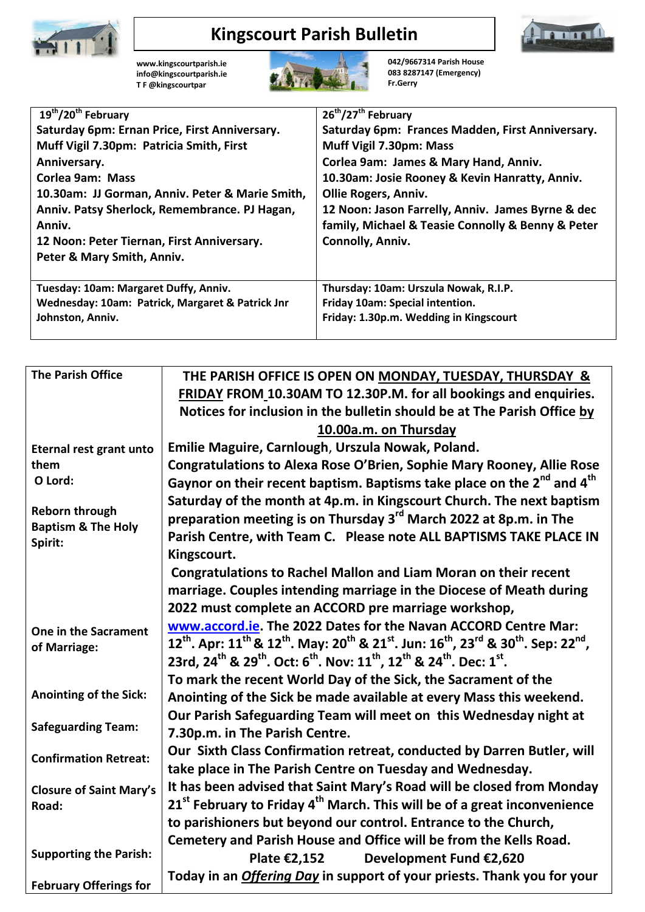# Kingscourt Parish Bulletin

www.kingscourtparish.ie
info@kingscourtparish.ie
T F @kingscourtpar

042/9667314 Parish House
083 8287147 (Emergency)
Fr.Gerry

| 19th/20th February | 26th/27th February |
|---|---|
| Saturday 6pm: Ernan Price, First Anniversary.<br>Muff Vigil 7.30pm: Patricia Smith, First Anniversary.<br>Corlea 9am: Mass<br>10.30am: JJ Gorman, Anniv. Peter & Marie Smith, Anniv. Patsy Sherlock, Remembrance. PJ Hagan, Anniv.<br>12 Noon: Peter Tiernan, First Anniversary. Peter & Mary Smith, Anniv. | Saturday 6pm: Frances Madden, First Anniversary.<br>Muff Vigil 7.30pm: Mass<br>Corlea 9am: James & Mary Hand, Anniv.<br>10.30am: Josie Rooney & Kevin Hanratty, Anniv. Ollie Rogers, Anniv.<br>12 Noon: Jason Farrelly, Anniv. James Byrne & dec family, Michael & Teasie Connolly & Benny & Peter Connolly, Anniv. |
| Tuesday: 10am: Margaret Duffy, Anniv.<br>Wednesday: 10am: Patrick, Margaret & Patrick Jnr Johnston, Anniv. | Thursday: 10am: Urszula Nowak, R.I.P.<br>Friday 10am: Special intention.<br>Friday: 1.30p.m. Wedding in Kingscourt |

| | |
|---|---|
| **The Parish Office** | **THE PARISH OFFICE IS OPEN ON MONDAY, TUESDAY, THURSDAY & FRIDAY FROM 10.30AM TO 12.30P.M. for all bookings and enquiries. Notices for inclusion in the bulletin should be at The Parish Office by 10.00a.m. on Thursday** |
| **Eternal rest grant unto them O Lord:** | **Emilie Maguire, Carnlough, Urszula Nowak, Poland.** |
| **Reborn through Baptism & The Holy Spirit:** | **Congratulations to Alexa Rose O'Brien, Sophie Mary Rooney, Allie Rose Gaynor on their recent baptism. Baptisms take place on the 2nd and 4th Saturday of the month at 4p.m. in Kingscourt Church. The next baptism preparation meeting is on Thursday 3rd March 2022 at 8p.m. in The Parish Centre, with Team C. Please note ALL BAPTISMS TAKE PLACE IN Kingscourt.** |
| **One in the Sacrament of Marriage:** | **Congratulations to Rachel Mallon and Liam Moran on their recent marriage. Couples intending marriage in the Diocese of Meath during 2022 must complete an ACCORD pre marriage workshop, www.accord.ie. The 2022 Dates for the Navan ACCORD Centre Mar: 12th. Apr: 11th & 12th. May: 20th & 21st. Jun: 16th, 23rd & 30th. Sep: 22nd, 23rd, 24th & 29th. Oct: 6th. Nov: 11th, 12th & 24th. Dec: 1st.** |
| **Anointing of the Sick:** | **To mark the recent World Day of the Sick, the Sacrament of the Anointing of the Sick be made available at every Mass this weekend.** |
| **Safeguarding Team:** | **Our Parish Safeguarding Team will meet on this Wednesday night at 7.30p.m. in The Parish Centre.** |
| **Confirmation Retreat:** | **Our Sixth Class Confirmation retreat, conducted by Darren Butler, will take place in The Parish Centre on Tuesday and Wednesday.** |
| **Closure of Saint Mary's Road:** | **It has been advised that Saint Mary's Road will be closed from Monday 21st February to Friday 4th March. This will be of a great inconvenience to parishioners but beyond our control. Entrance to the Church, Cemetery and Parish House and Office will be from the Kells Road.** |
| **Supporting the Parish:** | **Plate €2,152 Development Fund €2,620** |
| **February Offerings for** | **Today in an *Offering Day* in support of your priests. Thank you for your** |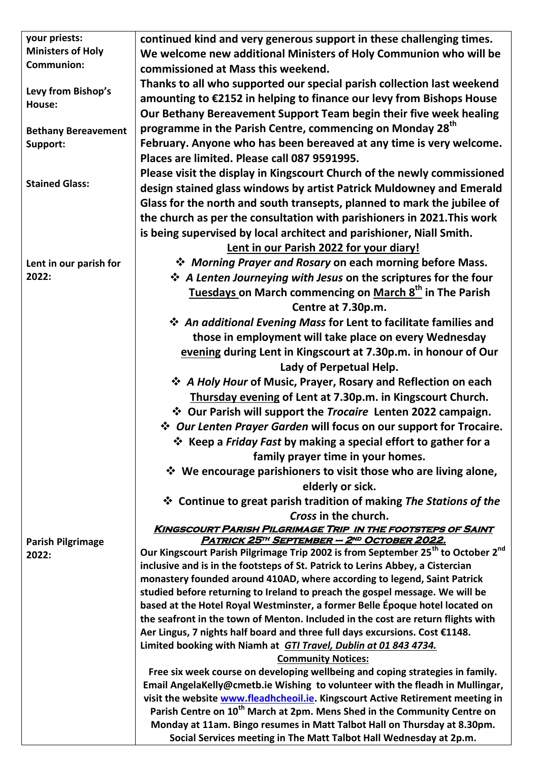| | |
|---|---|
| **your priests:** | **continued kind and very generous support in these challenging times.** |
| **Ministers of Holy Communion:** | **We welcome new additional Ministers of Holy Communion who will be commissioned at Mass this weekend.** |
| **Levy from Bishop's House:** | **Thanks to all who supported our special parish collection last weekend amounting to €2152 in helping to finance our levy from Bishops House** |
| **Bethany Bereavement Support:** | **Our Bethany Bereavement Support Team begin their five week healing programme in the Parish Centre, commencing on Monday 28th February. Anyone who has been bereaved at any time is very welcome. Places are limited. Please call 087 9591995.** |
| **Stained Glass:** | **Please visit the display in Kingscourt Church of the newly commissioned design stained glass windows by artist Patrick Muldowney and Emerald Glass for the north and south transepts, planned to mark the jubilee of the church as per the consultation with parishioners in 2021.This work is being supervised by local architect and parishioner, Niall Smith.** |
| **Lent in our parish for 2022:** | **<u>Lent in our Parish 2022 for your diary!</u>**<br>❖ ***Morning Prayer and Rosary*** **on each morning before Mass.**<br>❖ ***A Lenten Journeying with Jesus*** **on the scriptures for the four <u>Tuesdays</u> on March commencing on <u>March 8th</u> in The Parish Centre at 7.30p.m.**<br>❖ ***An additional Evening Mass*** **for Lent to facilitate families and those in employment will take place on every Wednesday <u>evening</u> during Lent in Kingscourt at 7.30p.m. in honour of Our Lady of Perpetual Help.**<br>❖ ***A Holy Hour*** **of Music, Prayer, Rosary and Reflection on each <u>Thursday evening</u> of Lent at 7.30p.m. in Kingscourt Church.**<br>❖ **Our Parish will support the *Trocaire* Lenten 2022 campaign.**<br>❖ ***Our Lenten Prayer Garden*** **will focus on our support for Trocaire.**<br>❖ **Keep a *Friday Fast* by making a special effort to gather for a family prayer time in your homes.**<br>❖ **We encourage parishioners to visit those who are living alone, elderly or sick.**<br>❖ **Continue to great parish tradition of making *The Stations of the Cross* in the church.** |
| **Parish Pilgrimage 2022:** | ***<u>KINGSCOURT PARISH PILGRIMAGE TRIP IN THE FOOTSTEPS OF SAINT PATRICK 25TH SEPTEMBER – 2ND OCTOBER 2022.</u>***<br>**Our Kingscourt Parish Pilgrimage Trip 2002 is from September 25th to October 2nd inclusive and is in the footsteps of St. Patrick to Lerins Abbey, a Cistercian monastery founded around 410AD, where according to legend, Saint Patrick studied before returning to Ireland to preach the gospel message. We will be based at the Hotel Royal Westminster, a former Belle Époque hotel located on the seafront in the town of Menton. Included in the cost are return flights with Aer Lingus, 7 nights half board and three full days excursions. Cost €1148. Limited booking with Niamh at *<u>GTI Travel, Dublin at 01 843 4734.</u>***<br>**<u>Community Notices:</u>**<br>**Free six week course on developing wellbeing and coping strategies in family. Email AngelaKelly@cmetb.ie Wishing to volunteer with the fleadh in Mullingar, visit the website www.fleadhcheoil.ie. Kingscourt Active Retirement meeting in Parish Centre on 10th March at 2pm. Mens Shed in the Community Centre on Monday at 11am. Bingo resumes in Matt Talbot Hall on Thursday at 8.30pm. Social Services meeting in The Matt Talbot Hall Wednesday at 2p.m.** |